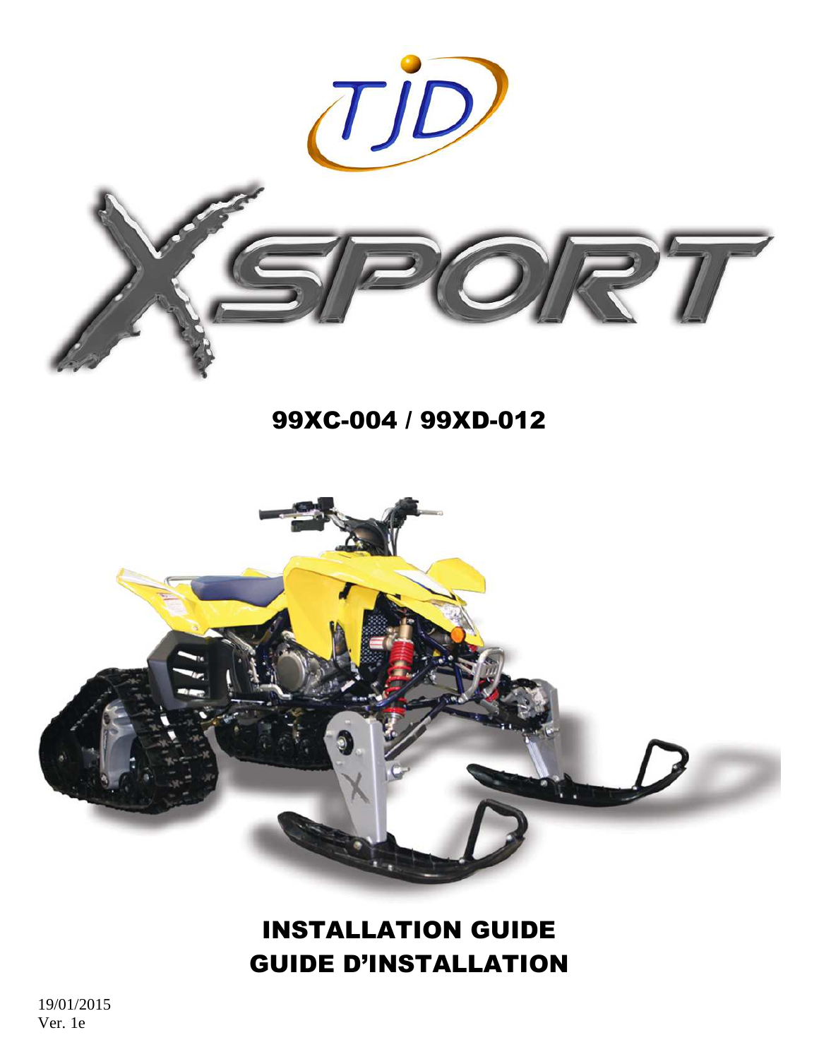TJD

XSPORT

## 99XC-004 / 99XD-012

# INSTALLATION GUIDE
# GUIDE D'INSTALLATION

19/01/2015
Ver. 1e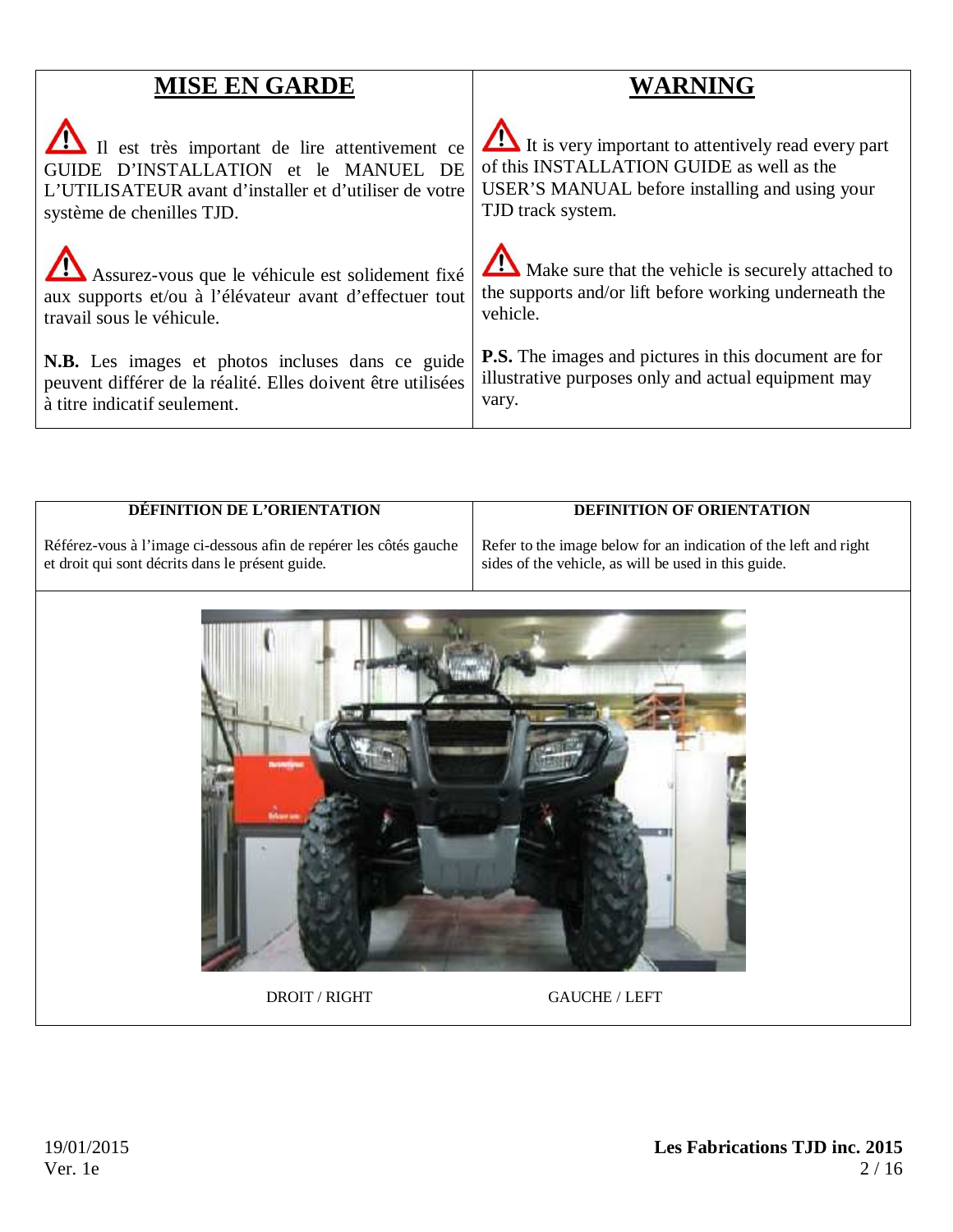| MISE EN GARDE | WARNING |
|---|---|
| ⚠ Il est très important de lire attentivement ce GUIDE D'INSTALLATION et le MANUEL DE L'UTILISATEUR avant d'installer et d'utiliser votre système de chenilles TJD. | ⚠ It is very important to attentively read every part of this INSTALLATION GUIDE as well as the USER'S MANUAL before installing and using your TJD track system. |
| ⚠ Assurez-vous que le véhicule est solidement fixé aux supports et/ou à l'élévateur avant d'effectuer tout travail sous le véhicule. | ⚠ Make sure that the vehicle is securely attached to the supports and/or lift before working underneath the vehicle. |
| **N.B.** Les images et photos incluses dans ce guide peuvent différer de la réalité. Elles doivent être utilisées à titre indicatif seulement. | **P.S.** The images and pictures in this document are for illustrative purposes only and actual equipment may vary. |

| DÉFINITION DE L'ORIENTATION | DEFINITION OF ORIENTATION |
|---|---|
| Référez-vous à l'image ci-dessous afin de repérer les côtés gauche et droit qui sont décrits dans le présent guide. | Refer to the image below for an indication of the left and right sides of the vehicle, as will be used in this guide. |

DROIT / RIGHT        GAUCHE / LEFT

19/01/2015
Ver. 1e

**Les Fabrications TJD inc. 2015**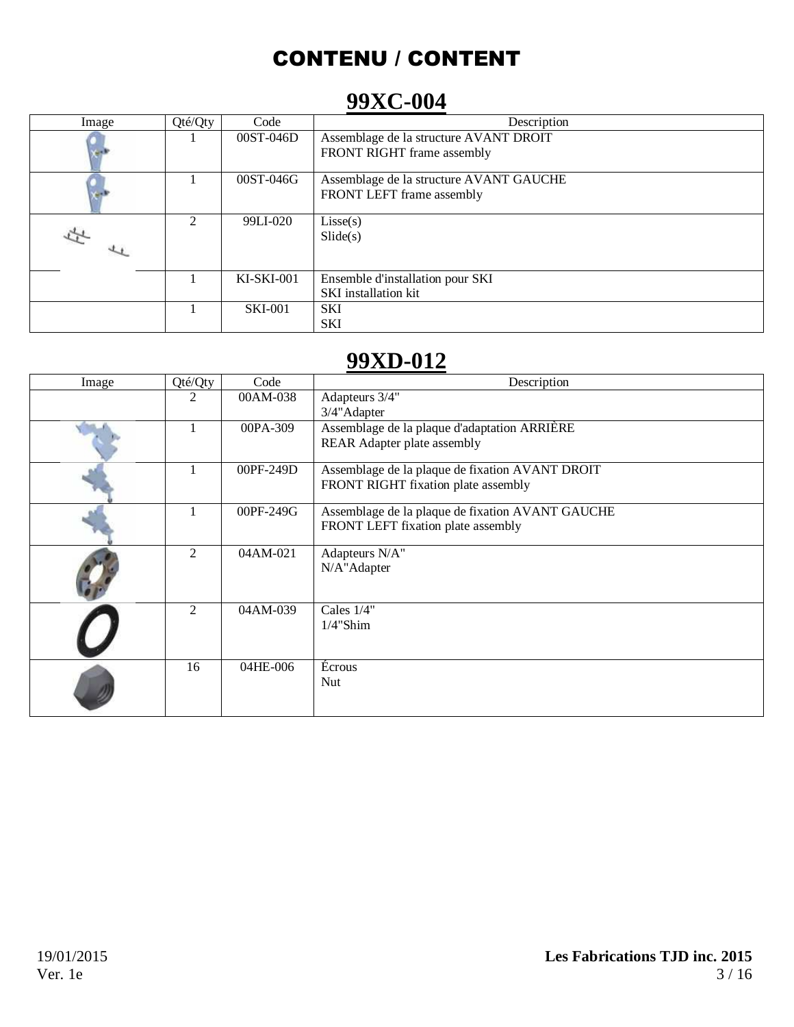# CONTENU / CONTENT

## 99XC-004

| Image | Qté/Qty | Code | Description |
|---|---|---|---|
| | 1 | 00ST-046D | Assemblage de la structure AVANT DROIT<br>FRONT RIGHT frame assembly |
| | 1 | 00ST-046G | Assemblage de la structure AVANT GAUCHE<br>FRONT LEFT frame assembly |
| | 2 | 99LI-020 | Lisse(s)<br>Slide(s) |
| | 1 | KI-SKI-001 | Ensemble d'installation pour SKI<br>SKI installation kit |
| | 1 | SKI-001 | SKI<br>SKI |

## 99XD-012

| Image | Qté/Qty | Code | Description |
|---|---|---|---|
| | 2 | 00AM-038 | Adapteurs 3/4"<br>3/4"Adapter |
| | 1 | 00PA-309 | Assemblage de la plaque d'adaptation ARRIÈRE<br>REAR Adapter plate assembly |
| | 1 | 00PF-249D | Assemblage de la plaque de fixation AVANT DROIT<br>FRONT RIGHT fixation plate assembly |
| | 1 | 00PF-249G | Assemblage de la plaque de fixation AVANT GAUCHE<br>FRONT LEFT fixation plate assembly |
| | 2 | 04AM-021 | Adapteurs N/A"<br>N/A"Adapter |
| | 2 | 04AM-039 | Cales 1/4"<br>1/4"Shim |
| | 16 | 04HE-006 | Écrous<br>Nut |

19/01/2015
Ver. 1e

**Les Fabrications TJD inc. 2015**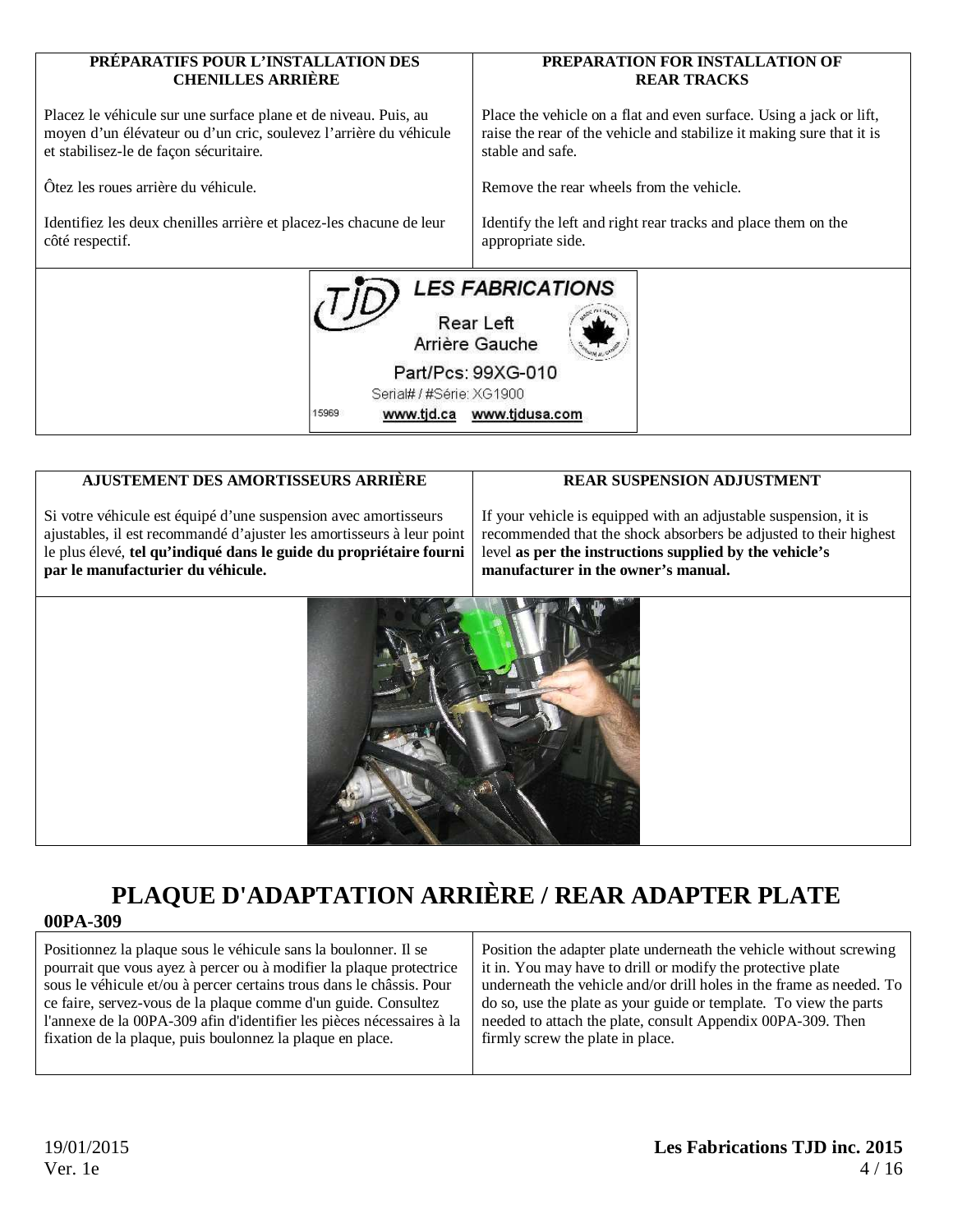| PRÉPARATIFS POUR L'INSTALLATION DES CHENILLES ARRIÈRE | PREPARATION FOR INSTALLATION OF REAR TRACKS |
|---|---|
| Placez le véhicule sur une surface plane et de niveau. Puis, au moyen d'un élévateur ou d'un cric, soulevez l'arrière du véhicule et stabilisez-le de façon sécuritaire.<br><br>Ôtez les roues arrière du véhicule.<br><br>Identifiez les deux chenilles arrière et placez-les chacune de leur côté respectif. | Place the vehicle on a flat and even surface. Using a jack or lift, raise the rear of the vehicle and stabilize it making sure that it is stable and safe.<br><br>Remove the rear wheels from the vehicle.<br><br>Identify the left and right rear tracks and place them on the appropriate side. |

LES FABRICATIONS
Rear Left
Arrière Gauche
Part/Pcs: 99XG-010
Serial# / #Série: XG1900
15969 www.tjd.ca www.tjdusa.com

| AJUSTEMENT DES AMORTISSEURS ARRIÈRE | REAR SUSPENSION ADJUSTMENT |
|---|---|
| Si votre véhicule est équipé d'une suspension avec amortisseurs ajustables, il est recommandé d'ajuster les amortisseurs à leur point le plus élevé, **tel qu'indiqué dans le guide du propriétaire fourni par le manufacturier du véhicule.** | If your vehicle is equipped with an adjustable suspension, it is recommended that the shock absorbers be adjusted to their highest level **as per the instructions supplied by the vehicle's manufacturer in the owner's manual.** |

# PLAQUE D'ADAPTATION ARRIÈRE / REAR ADAPTER PLATE

**00PA-309**

| Positionnez la plaque sous le véhicule sans la boulonner. Il se pourrait que vous ayez à percer ou à modifier la plaque protectrice sous le véhicule et/ou à percer certains trous dans le châssis. Pour ce faire, servez-vous de la plaque comme d'un guide. Consultez l'annexe de la 00PA-309 afin d'identifier les pièces nécessaires à la fixation de la plaque, puis boulonnez la plaque en place. | Position the adapter plate underneath the vehicle without screwing it in. You may have to drill or modify the protective plate underneath the vehicle and/or drill holes in the frame as needed. To do so, use the plate as your guide or template. To view the parts needed to attach the plate, consult Appendix 00PA-309. Then firmly screw the plate in place. |
|---|---|

19/01/2015
Ver. 1e

**Les Fabrications TJD inc. 2015**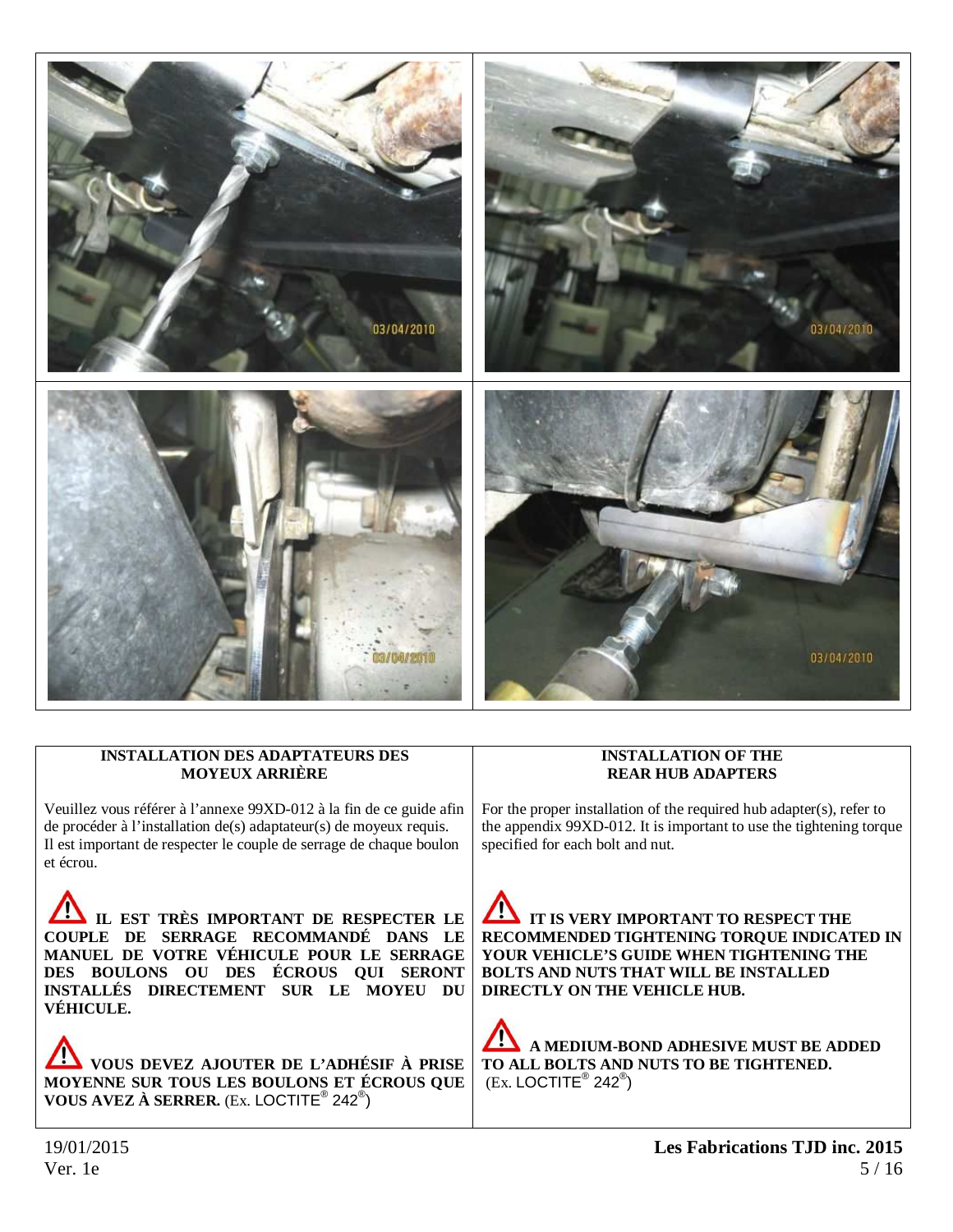## INSTALLATION DES ADAPTATEURS DES MOYEUX ARRIÈRE

Veuillez vous référer à l'annexe 99XD-012 à la fin de ce guide afin de procéder à l'installation de(s) adaptateur(s) de moyeux requis. Il est important de respecter le couple de serrage de chaque boulon et écrou.

⚠ **IL EST TRÈS IMPORTANT DE RESPECTER LE COUPLE DE SERRAGE RECOMMANDÉ DANS LE MANUEL DE VOTRE VÉHICULE POUR LE SERRAGE DES BOULONS OU DES ÉCROUS QUI SERONT INSTALLÉS DIRECTEMENT SUR LE MOYEU DU VÉHICULE.**

⚠ **VOUS DEVEZ AJOUTER DE L'ADHÉSIF À PRISE MOYENNE SUR TOUS LES BOULONS ET ÉCROUS QUE VOUS AVEZ À SERRER.** (Ex. LOCTITE® 242®)

## INSTALLATION OF THE REAR HUB ADAPTERS

For the proper installation of the required hub adapter(s), refer to the appendix 99XD-012. It is important to use the tightening torque specified for each bolt and nut.

⚠ **IT IS VERY IMPORTANT TO RESPECT THE RECOMMENDED TIGHTENING TORQUE INDICATED IN YOUR VEHICLE'S GUIDE WHEN TIGHTENING THE BOLTS AND NUTS THAT WILL BE INSTALLED DIRECTLY ON THE VEHICLE HUB.**

⚠ **A MEDIUM-BOND ADHESIVE MUST BE ADDED TO ALL BOLTS AND NUTS TO BE TIGHTENED.** (Ex. LOCTITE® 242®)

19/01/2015
Ver. 1e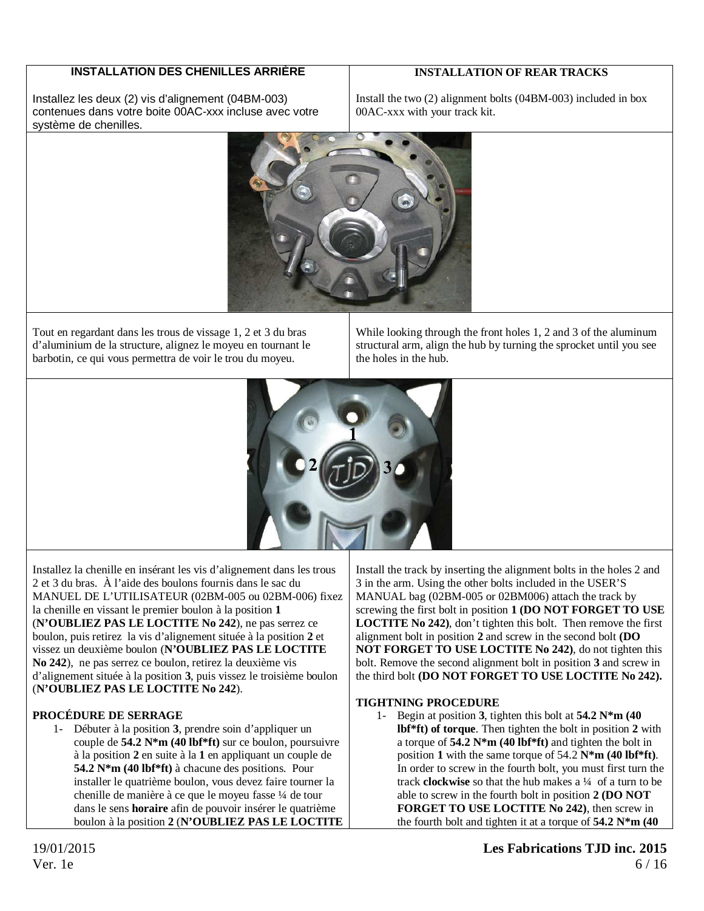| INSTALLATION DES CHENILLES ARRIÈRE | INSTALLATION OF REAR TRACKS |
| --- | --- |
| Installez les deux (2) vis d'alignement (04BM-003) contenues dans votre boite 00AC-xxx incluse avec votre système de chenilles. | Install the two (2) alignment bolts (04BM-003) included in box 00AC-xxx with your track kit. |
| Tout en regardant dans les trous de vissage 1, 2 et 3 du bras d'aluminium de la structure, alignez le moyeu en tournant le barbotin, ce qui vous permettra de voir le trou du moyeu. | While looking through the front holes 1, 2 and 3 of the aluminum structural arm, align the hub by turning the sprocket until you see the holes in the hub. |

1

2 3

Installez la chenille en insérant les vis d'alignement dans les trous 2 et 3 du bras. À l'aide des boulons fournis dans le sac du MANUEL DE L'UTILISATEUR (02BM-005 ou 02BM-006) fixez la chenille en vissant le premier boulon à la position **1** (**N'OUBLIEZ PAS LE LOCTITE No 242**), ne pas serrez ce boulon, puis retirez la vis d'alignement située à la position **2** et vissez un deuxième boulon (**N'OUBLIEZ PAS LE LOCTITE No 242**), ne pas serrez ce boulon, retirez la deuxième vis d'alignement située à la position **3**, puis vissez le troisième boulon (**N'OUBLIEZ PAS LE LOCTITE No 242**).

**PROCÉDURE DE SERRAGE**

1- Débuter à la position **3**, prendre soin d'appliquer un couple de **54.2 N*m (40 lbf*ft)** sur ce boulon, poursuivre à la position **2** en suite à la **1** en appliquant un couple de **54.2 N*m (40 lbf*ft)** à chacune des positions. Pour installer le quatrième boulon, vous devez faire tourner la chenille de manière à ce que le moyeu fasse ¼ de tour dans le sens **horaire** afin de pouvoir insérer le quatrième boulon à la position **2** (**N'OUBLIEZ PAS LE LOCTITE**

Install the track by inserting the alignment bolts in the holes 2 and 3 in the arm. Using the other bolts included in the USER'S MANUAL bag (02BM-005 or 02BM006) attach the track by screwing the first bolt in position **1 (DO NOT FORGET TO USE LOCTITE No 242)**, don't tighten this bolt. Then remove the first alignment bolt in position **2** and screw in the second bolt **(DO NOT FORGET TO USE LOCTITE No 242)**, do not tighten this bolt. Remove the second alignment bolt in position **3** and screw in the third bolt **(DO NOT FORGET TO USE LOCTITE No 242).**

**TIGHTNING PROCEDURE**

1- Begin at position **3**, tighten this bolt at **54.2 N*m (40 lbf*ft) of torque**. Then tighten the bolt in position **2** with a torque of **54.2 N*m (40 lbf*ft)** and tighten the bolt in position **1** with the same torque of 54.2 **N*m (40 lbf*ft)**. In order to screw in the fourth bolt, you must first turn the track **clockwise** so that the hub makes a ¼ of a turn to be able to screw in the fourth bolt in position **2 (DO NOT FORGET TO USE LOCTITE No 242)**, then screw in the fourth bolt and tighten it at a torque of **54.2 N*m (40**

19/01/2015
Ver. 1e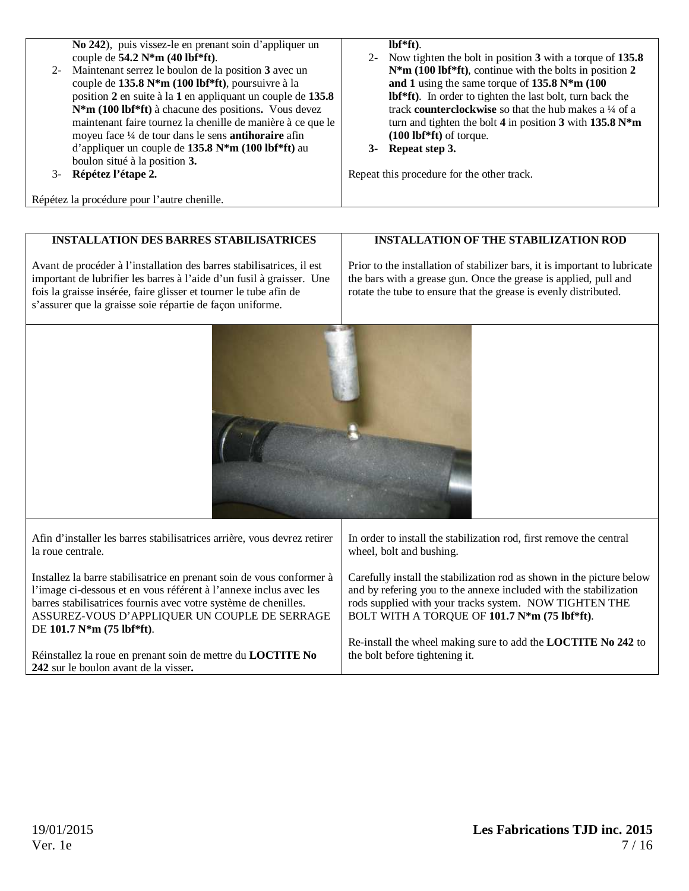| | |
|---|---|
| **No 242**), puis vissez-le en prenant soin d'appliquer un couple de **54.2 N*m (40 lbf*ft)**.<br>2- Maintenant serrez le boulon de la position **3** avec un couple de **135.8 N*m (100 lbf*ft)**, poursuivre à la position **2** en suite à la **1** en appliquant un couple de **135.8 N*m (100 lbf*ft)** à chacune des positions**.** Vous devez maintenant faire tournez la chenille de manière à ce que le moyeu face ¼ de tour dans le sens **antihoraire** afin d'appliquer un couple de **135.8 N*m (100 lbf*ft)** au boulon situé à la position **3.**<br>3- **Répétez l'étape 2.**<br><br>Répétez la procédure pour l'autre chenille. | **lbf*ft)**.<br>2- Now tighten the bolt in position **3** with a torque of **135.8 N*m (100 lbf*ft)**, continue with the bolts in position **2 and 1** using the same torque of **135.8 N*m (100 lbf*ft)**. In order to tighten the last bolt, turn back the track **counterclockwise** so that the hub makes a ¼ of a turn and tighten the bolt **4** in position **3** with **135.8 N*m (100 lbf*ft)** of torque.<br>3- **Repeat step 3.**<br><br>Repeat this procedure for the other track. |

| **INSTALLATION DES BARRES STABILISATRICES** | **INSTALLATION OF THE STABILIZATION ROD** |
|---|---|
| Avant de procéder à l'installation des barres stabilisatrices, il est important de lubrifier les barres à l'aide d'un fusil à graisser. Une fois la graisse insérée, faire glisser et tourner le tube afin de s'assurer que la graisse soie répartie de façon uniforme. | Prior to the installation of stabilizer bars, it is important to lubricate the bars with a grease gun. Once the grease is applied, pull and rotate the tube to ensure that the grease is evenly distributed. |
| Afin d'installer les barres stabilisatrices arrière, vous devrez retirer la roue centrale.<br><br>Installez la barre stabilisatrice en prenant soin de vous conformer à l'image ci-dessous et en vous référent à l'annexe inclus avec les barres stabilisatrices fournis avec votre système de chenilles. ASSUREZ-VOUS D'APPLIQUER UN COUPLE DE SERRAGE DE **101.7 N*m (75 lbf*ft)**.<br><br>Réinstallez la roue en prenant soin de mettre du **LOCTITE No 242** sur le boulon avant de la visser**.** | In order to install the stabilization rod, first remove the central wheel, bolt and bushing.<br><br>Carefully install the stabilization rod as shown in the picture below and by refering you to the annexe included with the stabilization rods supplied with your tracks system. NOW TIGHTEN THE BOLT WITH A TORQUE OF **101.7 N*m (75 lbf*ft)**.<br><br>Re-install the wheel making sure to add the **LOCTITE No 242** to the bolt before tightening it. |

19/01/2015
Ver. 1e

**Les Fabrications TJD inc. 2015**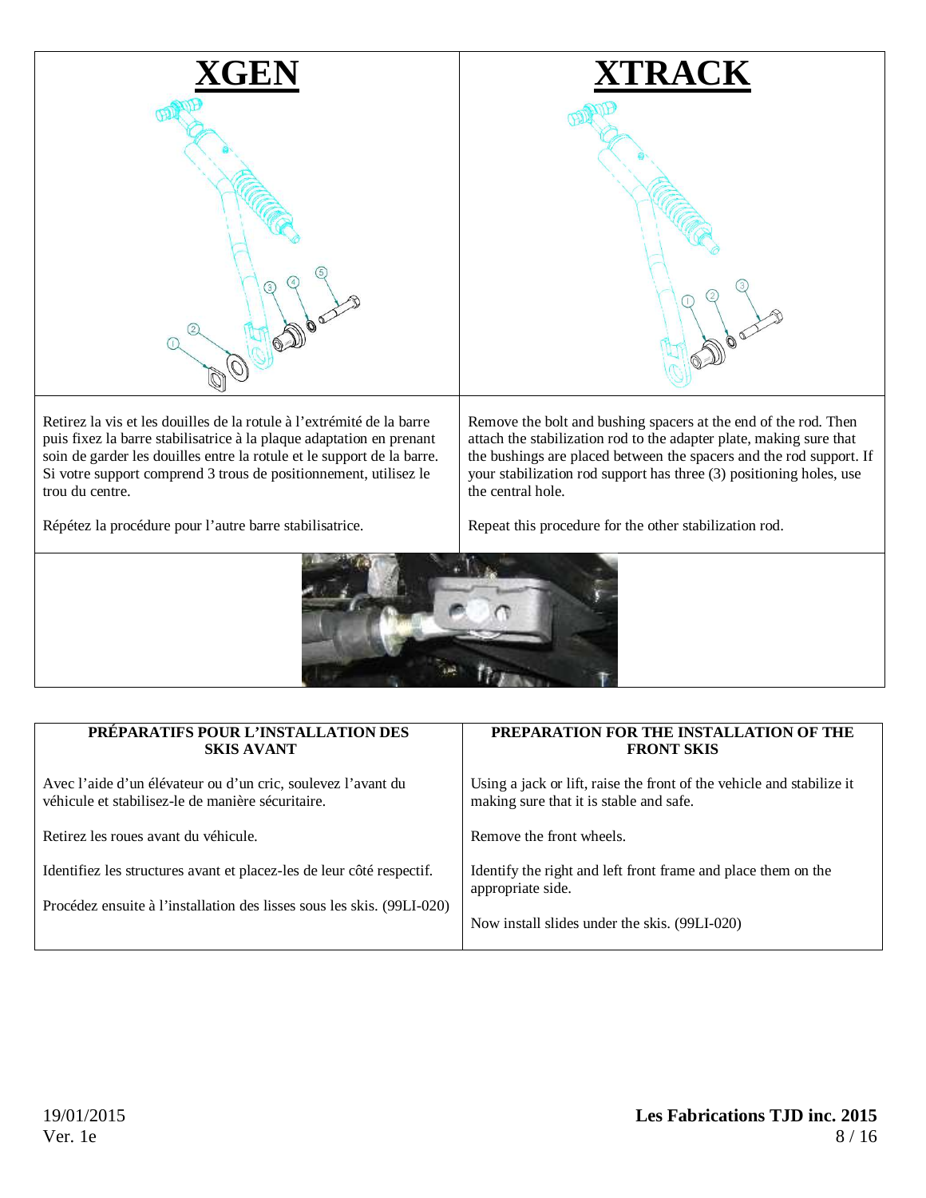| XGEN | XTRACK |
|---|---|
| Retirez la vis et les douilles de la rotule à l'extrémité de la barre puis fixez la barre stabilisatrice à la plaque adaptation en prenant soin de garder les douilles entre la rotule et le support de la barre. Si votre support comprend 3 trous de positionnement, utilisez le trou du centre.<br><br>Répétez la procédure pour l'autre barre stabilisatrice. | Remove the bolt and bushing spacers at the end of the rod. Then attach the stabilization rod to the adapter plate, making sure that the bushings are placed between the spacers and the rod support. If your stabilization rod support has three (3) positioning holes, use the central hole.<br><br>Repeat this procedure for the other stabilization rod. |

| PRÉPARATIFS POUR L'INSTALLATION DES SKIS AVANT | PREPARATION FOR THE INSTALLATION OF THE FRONT SKIS |
|---|---|
| Avec l'aide d'un élévateur ou d'un cric, soulevez l'avant du véhicule et stabilisez-le de manière sécuritaire.<br><br>Retirez les roues avant du véhicule.<br><br>Identifiez les structures avant et placez-les de leur côté respectif.<br><br>Procédez ensuite à l'installation des lisses sous les skis. (99LI-020) | Using a jack or lift, raise the front of the vehicle and stabilize it making sure that it is stable and safe.<br><br>Remove the front wheels.<br><br>Identify the right and left front frame and place them on the appropriate side.<br><br>Now install slides under the skis. (99LI-020) |

19/01/2015
Ver. 1e

**Les Fabrications TJD inc. 2015**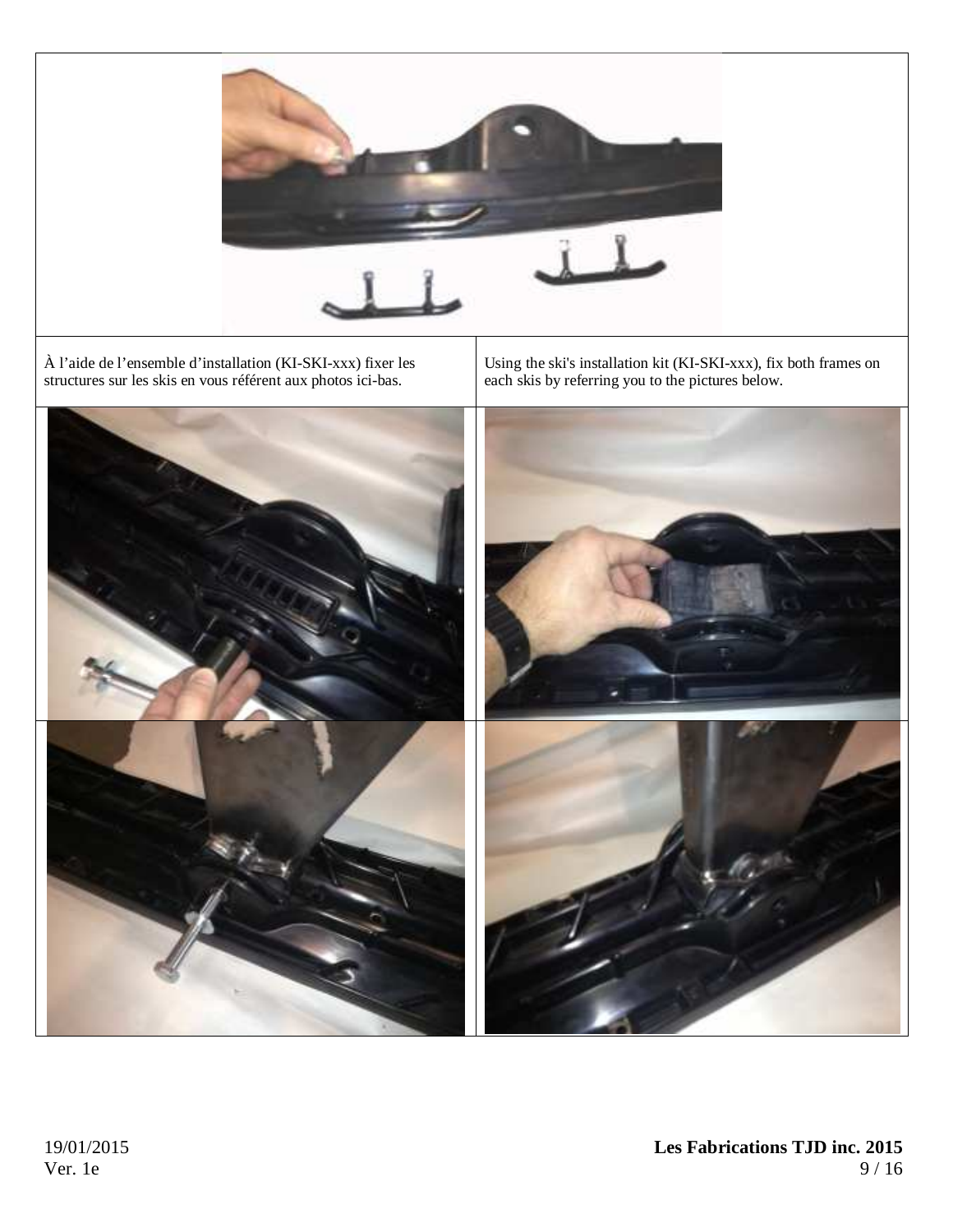| À l’aide de l’ensemble d’installation (KI-SKI-xxx) fixer les structures sur les skis en vous référent aux photos ici-bas. | Using the ski's installation kit (KI-SKI-xxx), fix both frames on each skis by referring you to the pictures below. |
| --- | --- |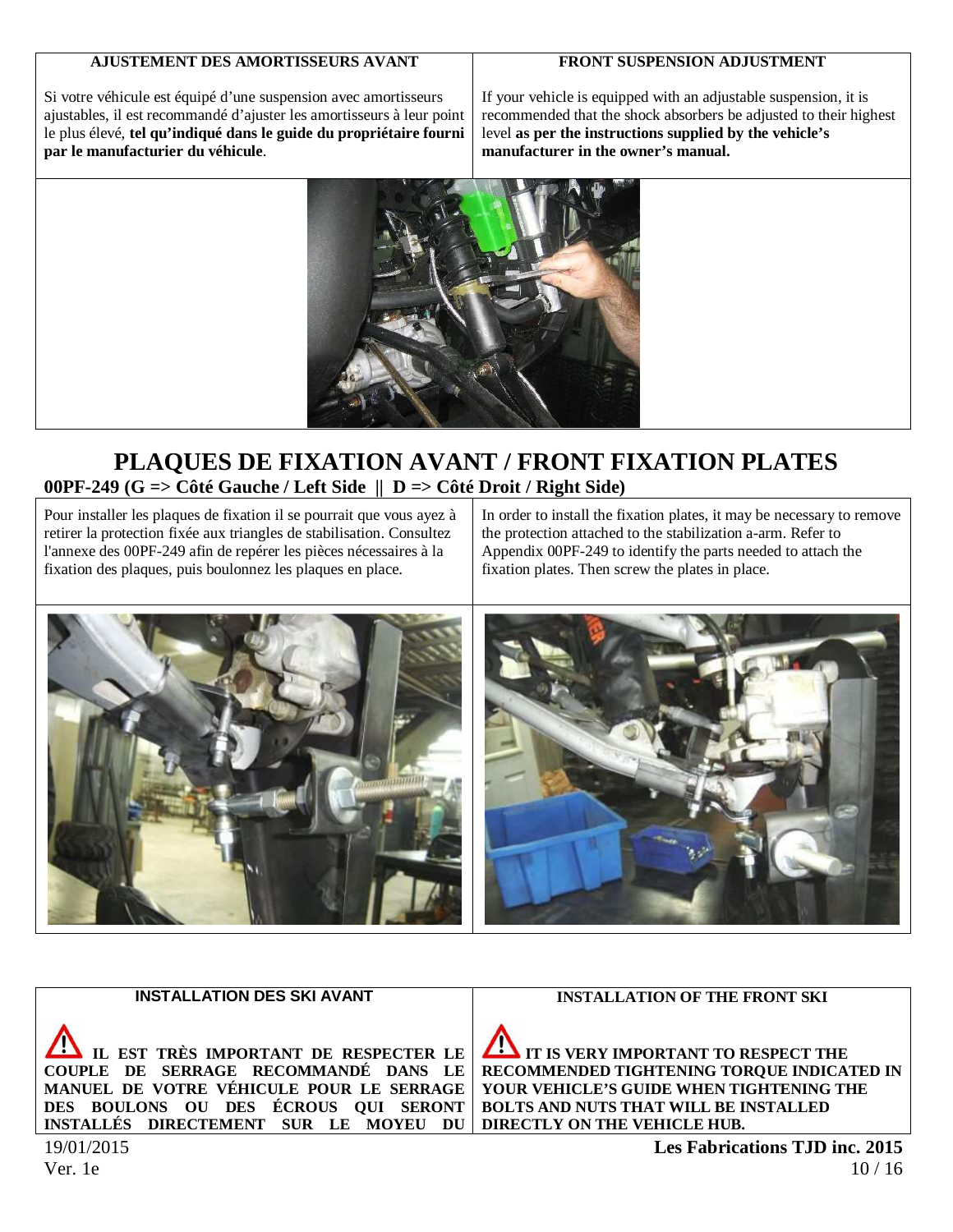| AJUSTEMENT DES AMORTISSEURS AVANT | FRONT SUSPENSION ADJUSTMENT |
| --- | --- |
| Si votre véhicule est équipé d'une suspension avec amortisseurs ajustables, il est recommandé d'ajuster les amortisseurs à leur point le plus élevé, **tel qu'indiqué dans le guide du propriétaire fourni par le manufacturier du véhicule**. | If your vehicle is equipped with an adjustable suspension, it is recommended that the shock absorbers be adjusted to their highest level **as per the instructions supplied by the vehicle's manufacturer in the owner's manual.** |

# PLAQUES DE FIXATION AVANT / FRONT FIXATION PLATES

**00PF-249 (G => Côté Gauche / Left Side || D => Côté Droit / Right Side)**

| Pour installer les plaques de fixation il se pourrait que vous ayez à retirer la protection fixée aux triangles de stabilisation. Consultez l'annexe des 00PF-249 afin de repérer les pièces nécessaires à la fixation des plaques, puis boulonnez les plaques en place. | In order to install the fixation plates, it may be necessary to remove the protection attached to the stabilization a-arm. Refer to Appendix 00PF-249 to identify the parts needed to attach the fixation plates. Then screw the plates in place. |
| --- | --- |

| INSTALLATION DES SKI AVANT | INSTALLATION OF THE FRONT SKI |
| --- | --- |
| **IL EST TRÈS IMPORTANT DE RESPECTER LE COUPLE DE SERRAGE RECOMMANDÉ DANS LE MANUEL DE VOTRE VÉHICULE POUR LE SERRAGE DES BOULONS OU DES ÉCROUS QUI SERONT INSTALLÉS DIRECTEMENT SUR LE MOYEU DU** | **IT IS VERY IMPORTANT TO RESPECT THE RECOMMENDED TIGHTENING TORQUE INDICATED IN YOUR VEHICLE'S GUIDE WHEN TIGHTENING THE BOLTS AND NUTS THAT WILL BE INSTALLED DIRECTLY ON THE VEHICLE HUB.** |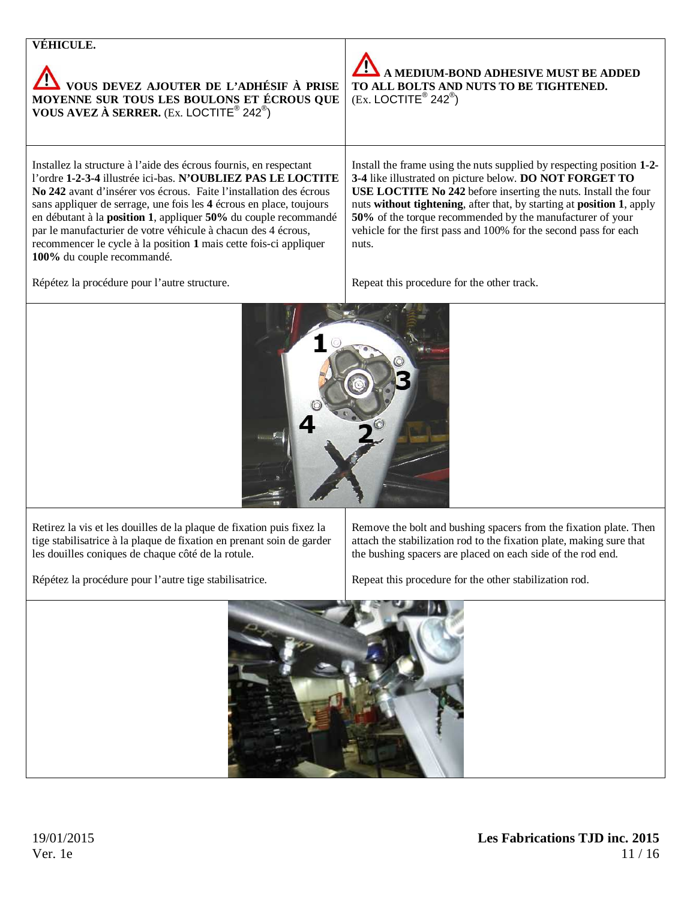**VÉHICULE.**

⚠ **VOUS DEVEZ AJOUTER DE L'ADHÉSIF À PRISE MOYENNE SUR TOUS LES BOULONS ET ÉCROUS QUE VOUS AVEZ À SERRER.** (Ex. LOCTITE® 242®)

⚠ **A MEDIUM-BOND ADHESIVE MUST BE ADDED TO ALL BOLTS AND NUTS TO BE TIGHTENED.** (Ex. LOCTITE® 242®)

Installez la structure à l'aide des écrous fournis, en respectant l'ordre **1-2-3-4** illustrée ici-bas. **N'OUBLIEZ PAS LE LOCTITE No 242** avant d'insérer vos écrous. Faite l'installation des écrous sans appliquer de serrage, une fois les **4** écrous en place, toujours en débutant à la **position 1**, appliquer **50%** du couple recommandé par le manufacturier de votre véhicule à chacun des 4 écrous, recommencer le cycle à la position **1** mais cette fois-ci appliquer **100%** du couple recommandé.

Répétez la procédure pour l'autre structure.

Install the frame using the nuts supplied by respecting position **1-2-3-4** like illustrated on picture below. **DO NOT FORGET TO USE LOCTITE No 242** before inserting the nuts. Install the four nuts **without tightening**, after that, by starting at **position 1**, apply **50%** of the torque recommended by the manufacturer of your vehicle for the first pass and 100% for the second pass for each nuts.

Repeat this procedure for the other track.

Retirez la vis et les douilles de la plaque de fixation puis fixez la tige stabilisatrice à la plaque de fixation en prenant soin de garder les douilles coniques de chaque côté de la rotule.

Répétez la procédure pour l'autre tige stabilisatrice.

Remove the bolt and bushing spacers from the fixation plate. Then attach the stabilization rod to the fixation plate, making sure that the bushing spacers are placed on each side of the rod end.

Repeat this procedure for the other stabilization rod.

19/01/2015
Ver. 1e

**Les Fabrications TJD inc. 2015**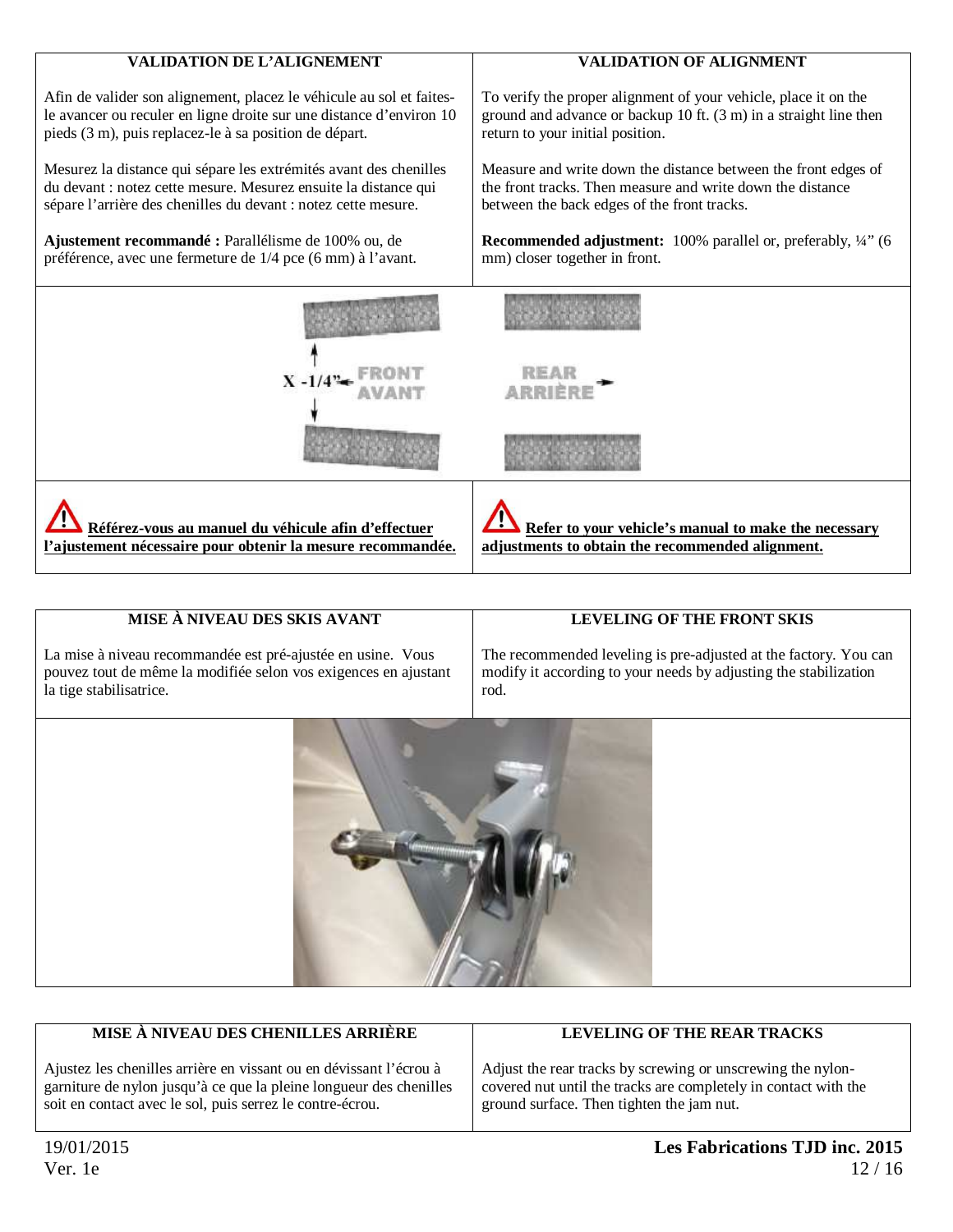| VALIDATION DE L'ALIGNEMENT | VALIDATION OF ALIGNMENT |
| --- | --- |
| Afin de valider son alignement, placez le véhicule au sol et faites-le avancer ou reculer en ligne droite sur une distance d'environ 10 pieds (3 m), puis replacez-le à sa position de départ. | To verify the proper alignment of your vehicle, place it on the ground and advance or backup 10 ft. (3 m) in a straight line then return to your initial position. |
| Mesurez la distance qui sépare les extrémités avant des chenilles du devant : notez cette mesure. Mesurez ensuite la distance qui sépare l'arrière des chenilles du devant : notez cette mesure. | Measure and write down the distance between the front edges of the front tracks. Then measure and write down the distance between the back edges of the front tracks. |
| **Ajustement recommandé :** Parallélisme de 100% ou, de préférence, avec une fermeture de 1/4 pce (6 mm) à l'avant. | **Recommended adjustment:** 100% parallel or, preferably, ¼" (6 mm) closer together in front. |

X -1/4" FRONT AVANT — REAR ARRIÈRE

| | |
| --- | --- |
| ⚠ **Référez-vous au manuel du véhicule afin d'effectuer l'ajustement nécessaire pour obtenir la mesure recommandée.** | ⚠ **Refer to your vehicle's manual to make the necessary adjustments to obtain the recommended alignment.** |

| MISE À NIVEAU DES SKIS AVANT | LEVELING OF THE FRONT SKIS |
| --- | --- |
| La mise à niveau recommandée est pré-ajustée en usine. Vous pouvez tout de même la modifiée selon vos exigences en ajustant la tige stabilisatrice. | The recommended leveling is pre-adjusted at the factory. You can modify it according to your needs by adjusting the stabilization rod. |

| MISE À NIVEAU DES CHENILLES ARRIÈRE | LEVELING OF THE REAR TRACKS |
| --- | --- |
| Ajustez les chenilles arrière en vissant ou en dévissant l'écrou à garniture de nylon jusqu'à ce que la pleine longueur des chenilles soit en contact avec le sol, puis serrez le contre-écrou. | Adjust the rear tracks by screwing or unscrewing the nylon-covered nut until the tracks are completely in contact with the ground surface. Then tighten the jam nut. |

19/01/2015
Ver. 1e

**Les Fabrications TJD inc. 2015**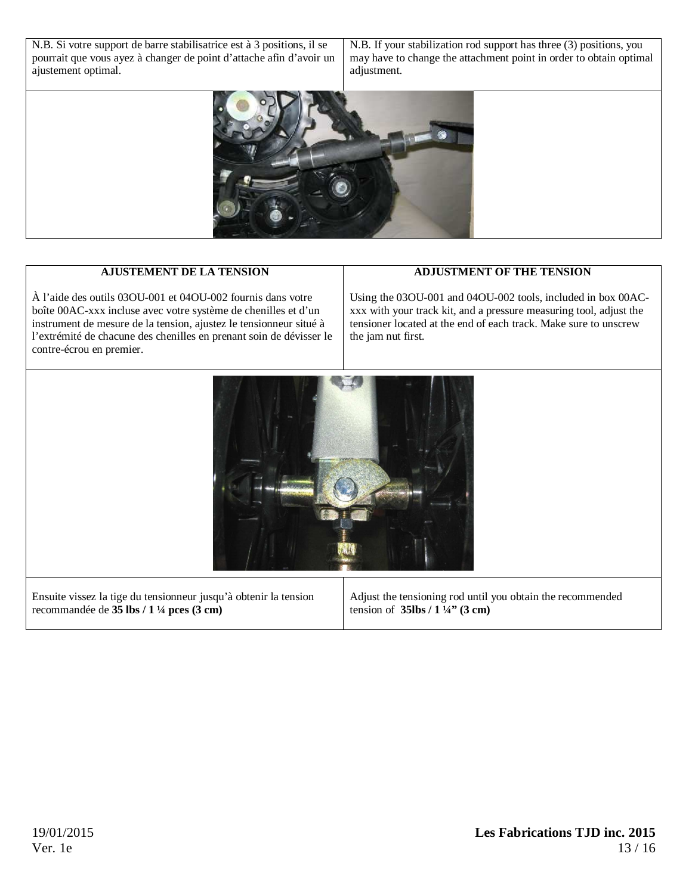| N.B. Si votre support de barre stabilisatrice est à 3 positions, il se pourrait que vous ayez à changer de point d'attache afin d'avoir un ajustement optimal. | N.B. If your stabilization rod support has three (3) positions, you may have to change the attachment point in order to obtain optimal adjustment. |
| --- | --- |

| **AJUSTEMENT DE LA TENSION** | **ADJUSTMENT OF THE TENSION** |
| --- | --- |
| À l'aide des outils 03OU-001 et 04OU-002 fournis dans votre boîte 00AC-xxx incluse avec votre système de chenilles et d'un instrument de mesure de la tension, ajustez le tensionneur situé à l'extrémité de chacune des chenilles en prenant soin de dévisser le contre-écrou en premier. | Using the 03OU-001 and 04OU-002 tools, included in box 00AC-xxx with your track kit, and a pressure measuring tool, adjust the tensioner located at the end of each track. Make sure to unscrew the jam nut first. |
| Ensuite vissez la tige du tensionneur jusqu'à obtenir la tension recommandée de **35 lbs / 1 ¼ pces (3 cm)** | Adjust the tensioning rod until you obtain the recommended tension of **35lbs / 1 ¼" (3 cm)** |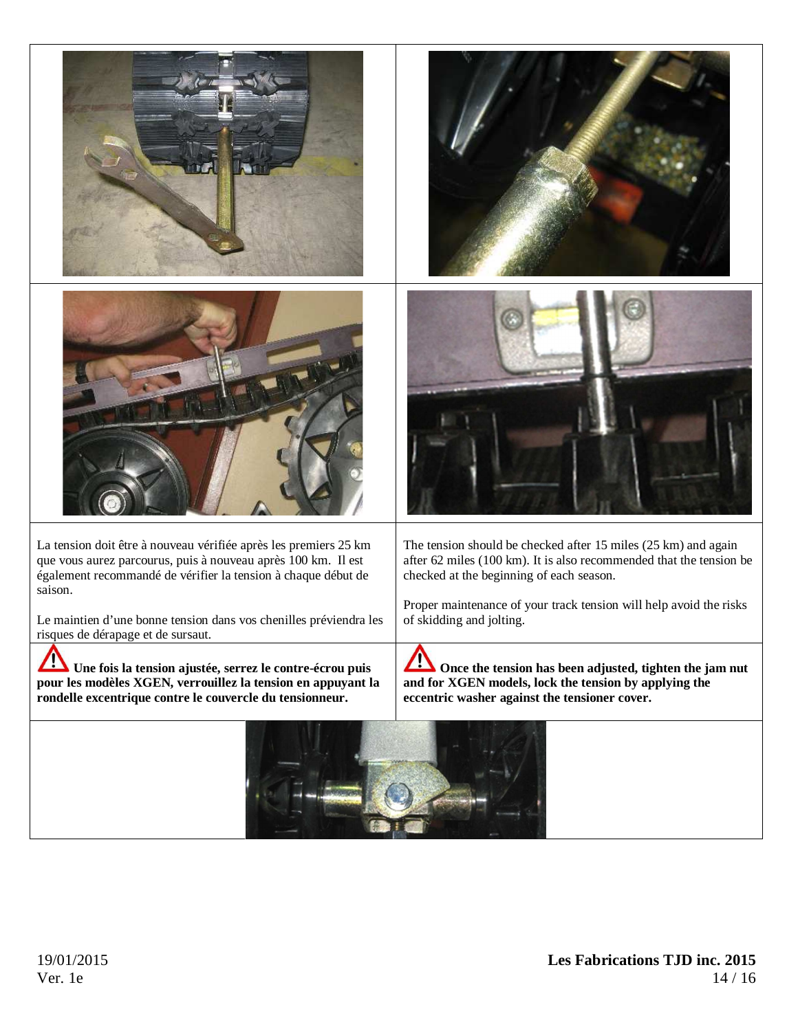La tension doit être à nouveau vérifiée après les premiers 25 km que vous aurez parcourus, puis à nouveau après 100 km. Il est également recommandé de vérifier la tension à chaque début de saison.

Le maintien d'une bonne tension dans vos chenilles préviendra les risques de dérapage et de sursaut.

**⚠ Une fois la tension ajustée, serrez le contre-écrou puis pour les modèles XGEN, verrouillez la tension en appuyant la rondelle excentrique contre le couvercle du tensionneur.**

The tension should be checked after 15 miles (25 km) and again after 62 miles (100 km). It is also recommended that the tension be checked at the beginning of each season.

Proper maintenance of your track tension will help avoid the risks of skidding and jolting.

**⚠ Once the tension has been adjusted, tighten the jam nut and for XGEN models, lock the tension by applying the eccentric washer against the tensioner cover.**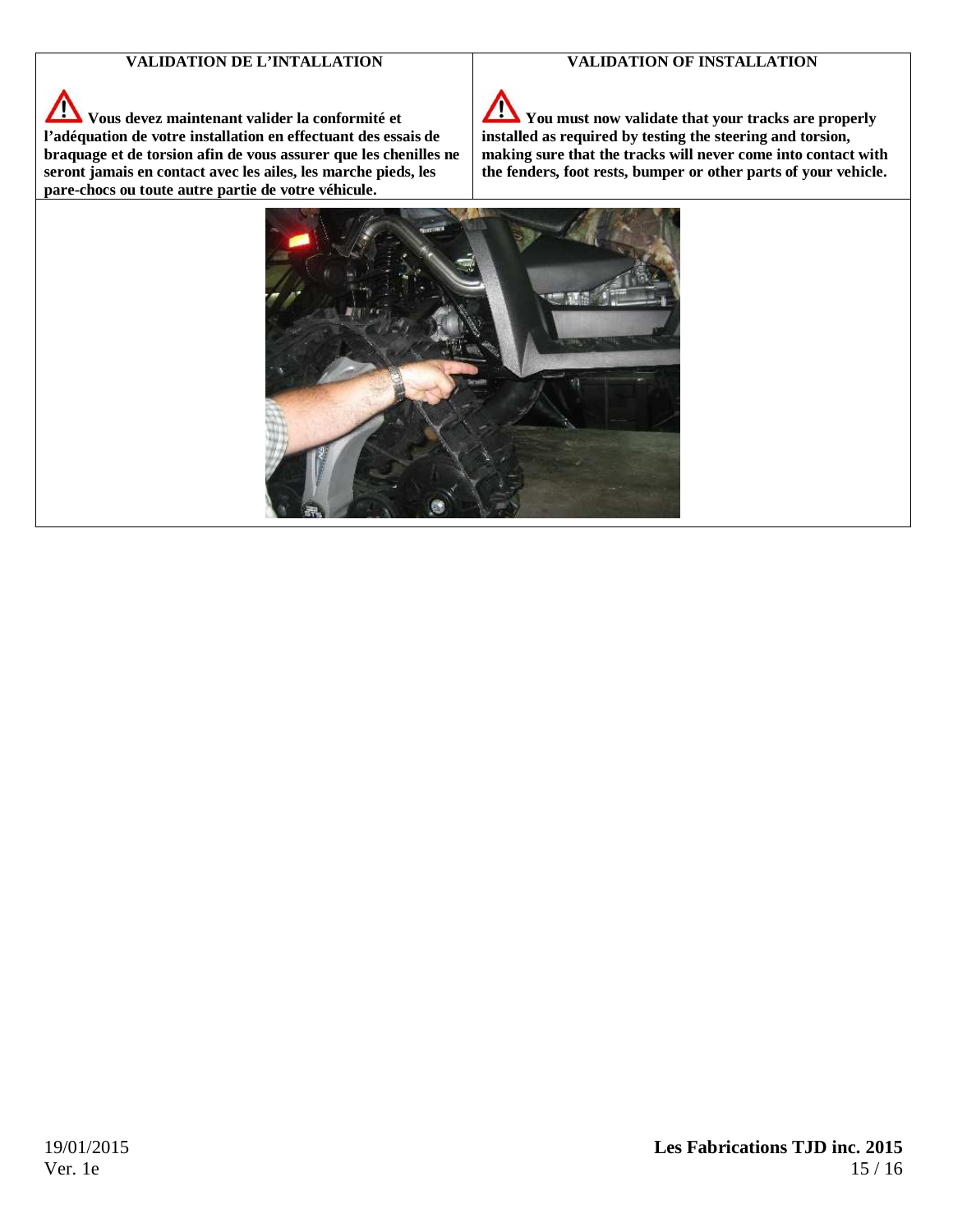| VALIDATION DE L'INTALLATION | VALIDATION OF INSTALLATION |
| --- | --- |
| ⚠ **Vous devez maintenant valider la conformité et l'adéquation de votre installation en effectuant des essais de braquage et de torsion afin de vous assurer que les chenilles ne seront jamais en contact avec les ailes, les marche pieds, les pare-chocs ou toute autre partie de votre véhicule.** | ⚠ **You must now validate that your tracks are properly installed as required by testing the steering and torsion, making sure that the tracks will never come into contact with the fenders, foot rests, bumper or other parts of your vehicle.** |

19/01/2015
Ver. 1e

**Les Fabrications TJD inc. 2015**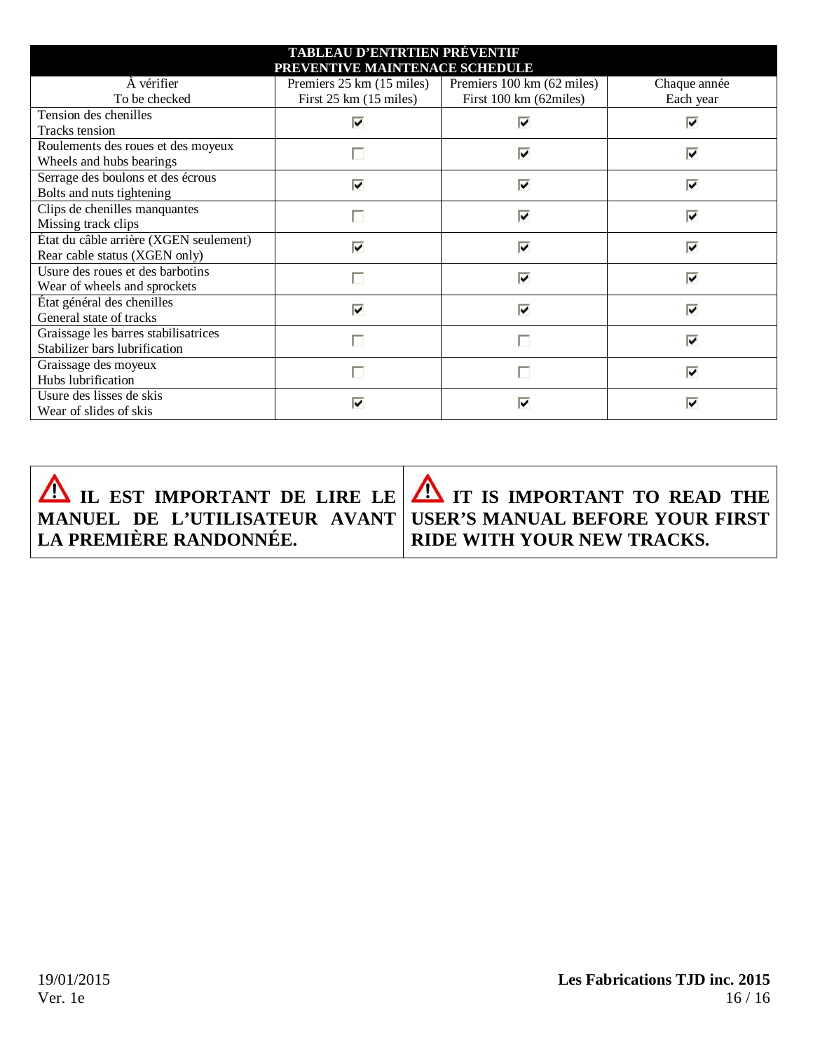| TABLEAU D'ENTRTIEN PRÉVENTIF<br>PREVENTIVE MAINTENACE SCHEDULE | | | |
|---|---|---|---|
| À vérifier<br>To be checked | Premiers 25 km (15 miles)<br>First 25 km (15 miles) | Premiers 100 km (62 miles)<br>First 100 km (62miles) | Chaque année<br>Each year |
| Tension des chenilles<br>Tracks tension | ☑ | ☑ | ☑ |
| Roulements des roues et des moyeux<br>Wheels and hubs bearings | ☐ | ☑ | ☑ |
| Serrage des boulons et des écrous<br>Bolts and nuts tightening | ☑ | ☑ | ☑ |
| Clips de chenilles manquantes<br>Missing track clips | ☐ | ☑ | ☑ |
| État du câble arrière (XGEN seulement)<br>Rear cable status (XGEN only) | ☑ | ☑ | ☑ |
| Usure des roues et des barbotins<br>Wear of wheels and sprockets | ☐ | ☑ | ☑ |
| État général des chenilles<br>General state of tracks | ☑ | ☑ | ☑ |
| Graissage les barres stabilisatrices<br>Stabilizer bars lubrification | ☐ | ☐ | ☑ |
| Graissage des moyeux<br>Hubs lubrification | ☐ | ☐ | ☑ |
| Usure des lisses de skis<br>Wear of slides of skis | ☑ | ☑ | ☑ |

| ⚠ **IL EST IMPORTANT DE LIRE LE MANUEL DE L'UTILISATEUR AVANT LA PREMIÈRE RANDONNÉE.** | ⚠ **IT IS IMPORTANT TO READ THE USER'S MANUAL BEFORE YOUR FIRST RIDE WITH YOUR NEW TRACKS.** |
|---|---|

19/01/2015
Ver. 1e

**Les Fabrications TJD inc. 2015**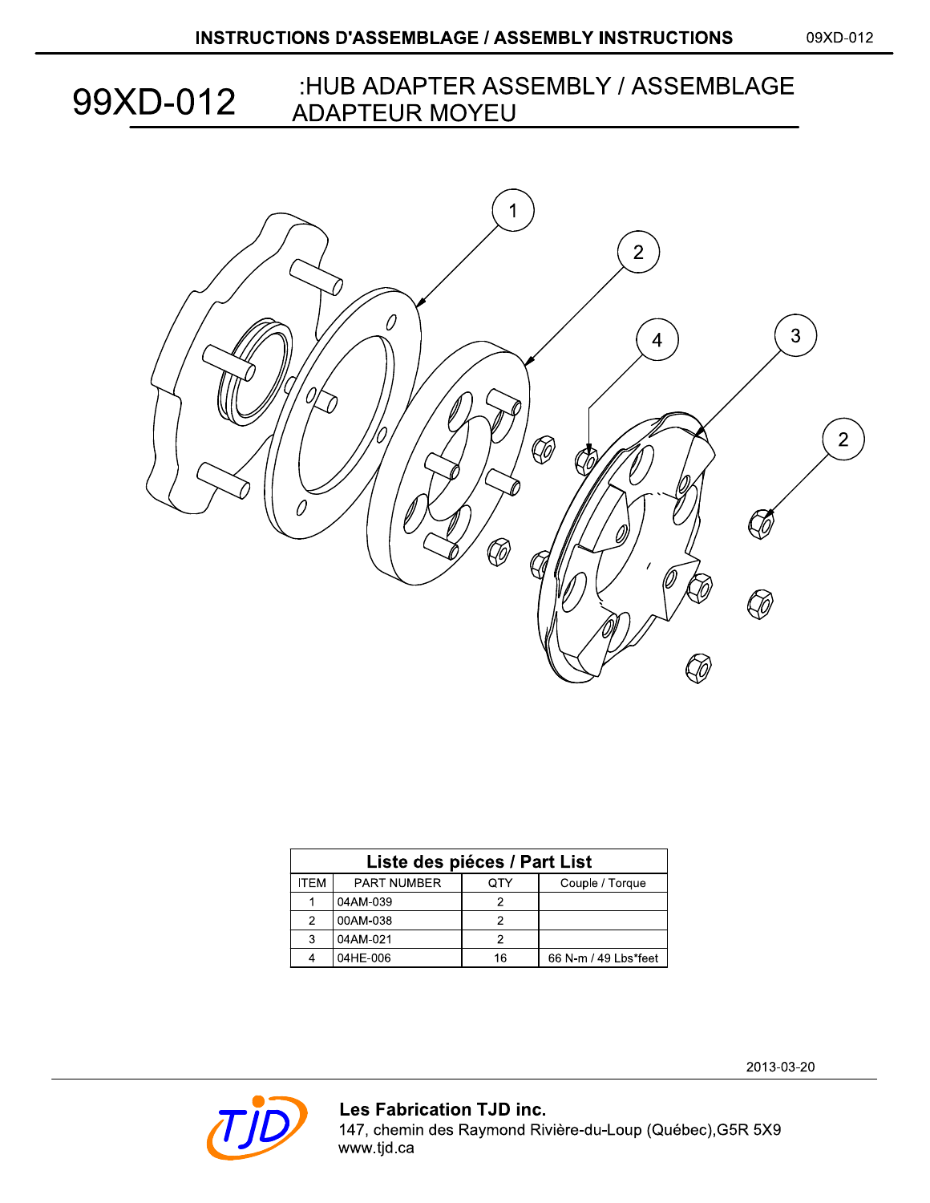# 99XD-012 :HUB ADAPTER ASSEMBLY / ASSEMBLAGE ADAPTEUR MOYEU

1

2

4

3

2

**Liste des piéces / Part List**

| ITEM | PART NUMBER | QTY | Couple / Torque |
|---|---|---|---|
| 1 | 04AM-039 | 2 | |
| 2 | 00AM-038 | 2 | |
| 3 | 04AM-021 | 2 | |
| 4 | 04HE-006 | 16 | 66 N-m / 49 Lbs*feet |

2013-03-20

**Les Fabrication TJD inc.**
147, chemin des Raymond Rivière-du-Loup (Québec),G5R 5X9
www.tjd.ca